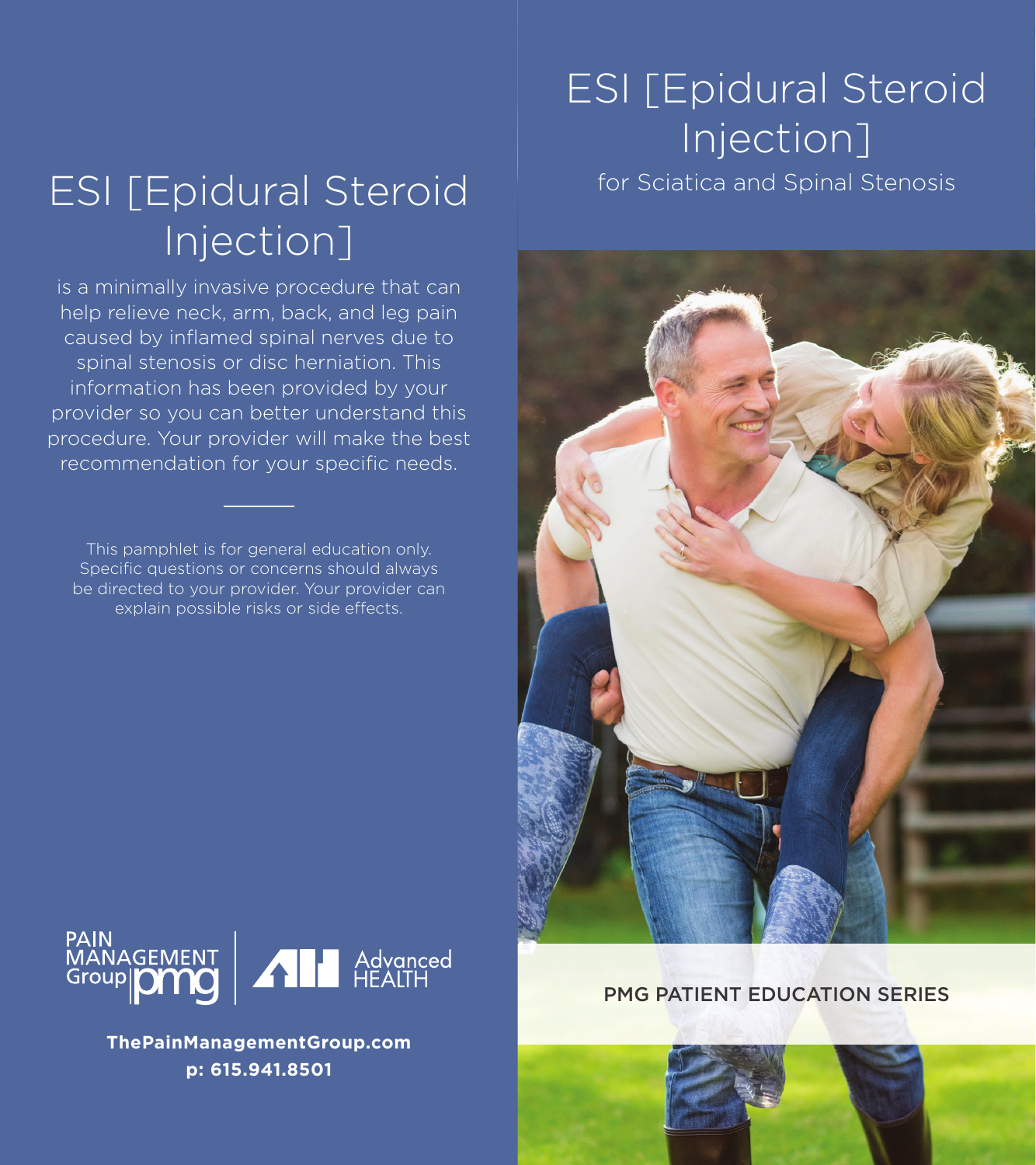# ESI [Epidural Steroid Injection]

is a minimally invasive procedure that can help relieve neck, arm, back, and leg pain caused by inflamed spinal nerves due to spinal stenosis or disc herniation. This information has been provided by your provider so you can better understand this procedure. Your provider will make the best recommendation for your specific needs.

This pamphlet is for general education only. Specific questions or concerns should always be directed to your provider. Your provider can explain possible risks or side effects.

PAIN MANAGEMENT Group pmg | Advanced HEALTH

**ThePainManagementGroup.com**
**p: 615.941.8501**

# ESI [Epidural Steroid Injection]

for Sciatica and Spinal Stenosis

PMG PATIENT EDUCATION SERIES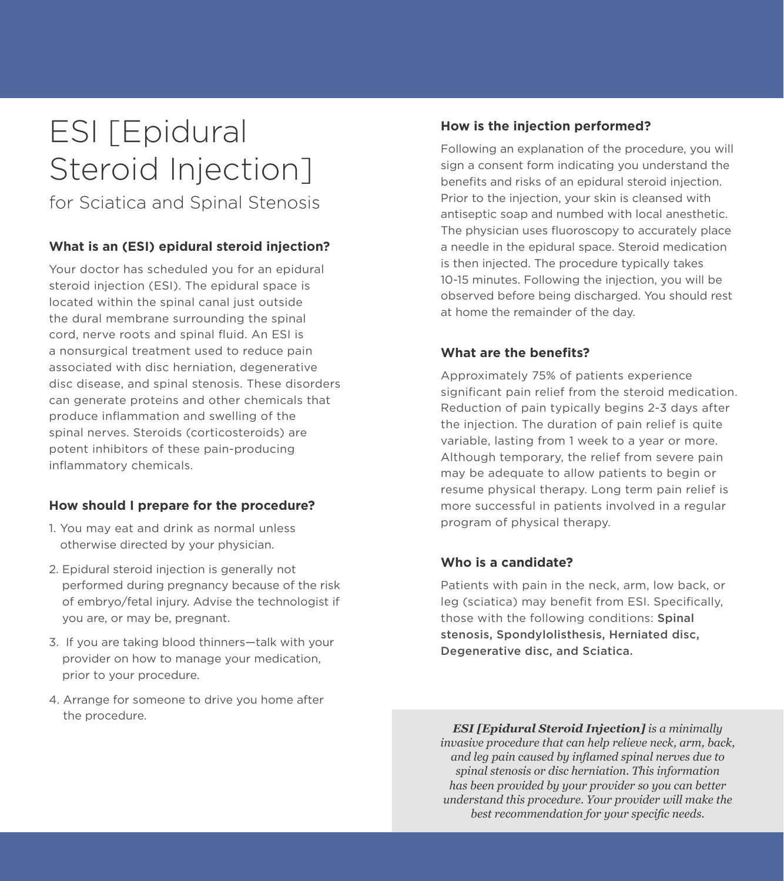# ESI [Epidural Steroid Injection]

## for Sciatica and Spinal Stenosis

### What is an (ESI) epidural steroid injection?

Your doctor has scheduled you for an epidural steroid injection (ESI). The epidural space is located within the spinal canal just outside the dural membrane surrounding the spinal cord, nerve roots and spinal fluid. An ESI is a nonsurgical treatment used to reduce pain associated with disc herniation, degenerative disc disease, and spinal stenosis. These disorders can generate proteins and other chemicals that produce inflammation and swelling of the spinal nerves. Steroids (corticosteroids) are potent inhibitors of these pain-producing inflammatory chemicals.

### How should I prepare for the procedure?

1. You may eat and drink as normal unless otherwise directed by your physician.
2. Epidural steroid injection is generally not performed during pregnancy because of the risk of embryo/fetal injury. Advise the technologist if you are, or may be, pregnant.
3. If you are taking blood thinners—talk with your provider on how to manage your medication, prior to your procedure.
4. Arrange for someone to drive you home after the procedure.

### How is the injection performed?

Following an explanation of the procedure, you will sign a consent form indicating you understand the benefits and risks of an epidural steroid injection. Prior to the injection, your skin is cleansed with antiseptic soap and numbed with local anesthetic. The physician uses fluoroscopy to accurately place a needle in the epidural space. Steroid medication is then injected. The procedure typically takes 10-15 minutes. Following the injection, you will be observed before being discharged. You should rest at home the remainder of the day.

### What are the benefits?

Approximately 75% of patients experience significant pain relief from the steroid medication. Reduction of pain typically begins 2-3 days after the injection. The duration of pain relief is quite variable, lasting from 1 week to a year or more. Although temporary, the relief from severe pain may be adequate to allow patients to begin or resume physical therapy. Long term pain relief is more successful in patients involved in a regular program of physical therapy.

### Who is a candidate?

Patients with pain in the neck, arm, low back, or leg (sciatica) may benefit from ESI. Specifically, those with the following conditions: **Spinal stenosis, Spondylolisthesis, Herniated disc, Degenerative disc, and Sciatica.**

***ESI [Epidural Steroid Injection]** is a minimally invasive procedure that can help relieve neck, arm, back, and leg pain caused by inflamed spinal nerves due to spinal stenosis or disc herniation. This information has been provided by your provider so you can better understand this procedure. Your provider will make the best recommendation for your specific needs.*